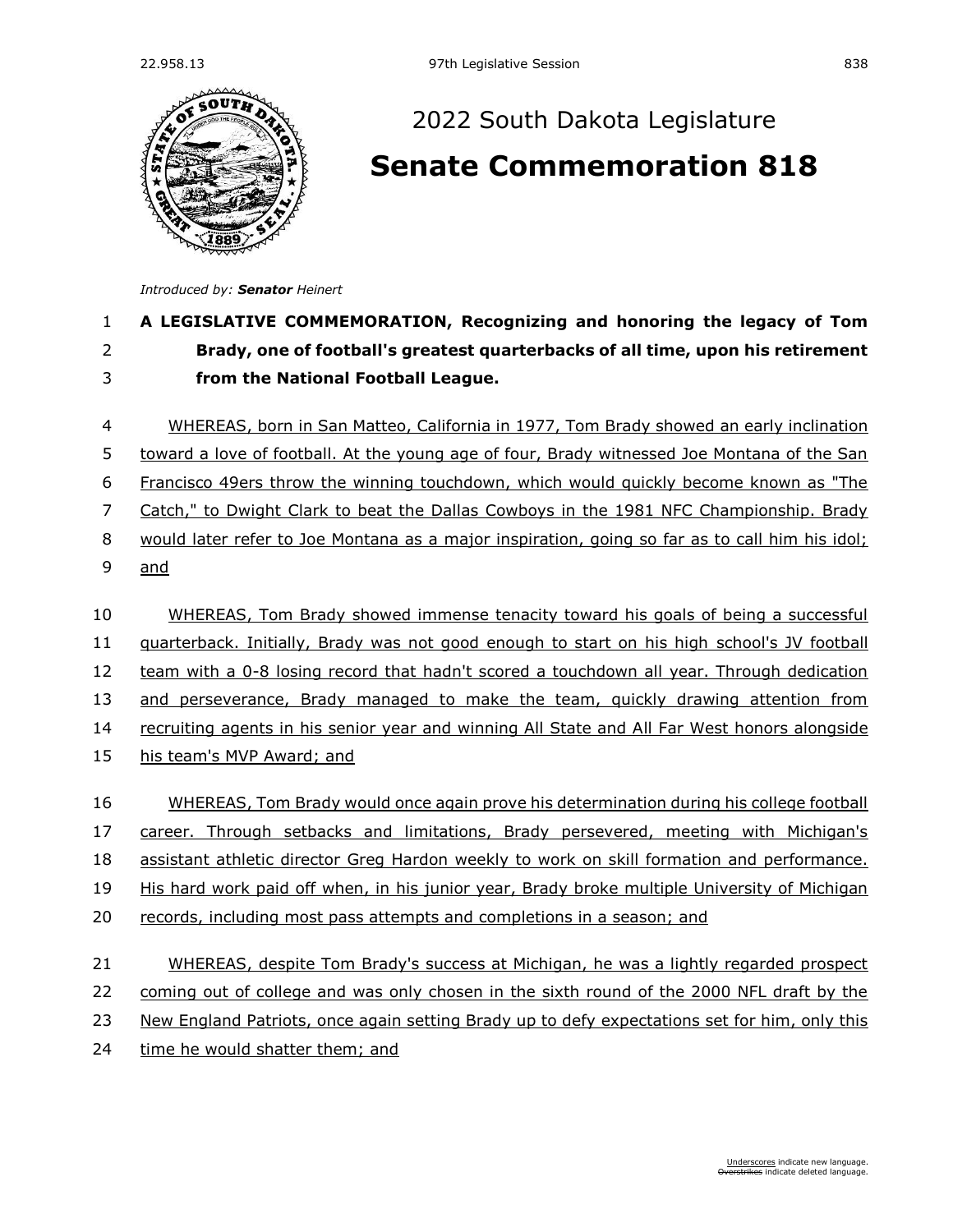# 2022 South Dakota Legislature

# Senate Commemoration 818

*Introduced by:* ***Senator*** *Heinert*

**A LEGISLATIVE COMMEMORATION, Recognizing and honoring the legacy of Tom Brady, one of football's greatest quarterbacks of all time, upon his retirement from the National Football League.**

WHEREAS, born in San Matteo, California in 1977, Tom Brady showed an early inclination toward a love of football. At the young age of four, Brady witnessed Joe Montana of the San Francisco 49ers throw the winning touchdown, which would quickly become known as "The Catch," to Dwight Clark to beat the Dallas Cowboys in the 1981 NFC Championship. Brady would later refer to Joe Montana as a major inspiration, going so far as to call him his idol; and

WHEREAS, Tom Brady showed immense tenacity toward his goals of being a successful quarterback. Initially, Brady was not good enough to start on his high school's JV football team with a 0-8 losing record that hadn't scored a touchdown all year. Through dedication and perseverance, Brady managed to make the team, quickly drawing attention from recruiting agents in his senior year and winning All State and All Far West honors alongside his team's MVP Award; and

WHEREAS, Tom Brady would once again prove his determination during his college football career. Through setbacks and limitations, Brady persevered, meeting with Michigan's assistant athletic director Greg Hardon weekly to work on skill formation and performance. His hard work paid off when, in his junior year, Brady broke multiple University of Michigan records, including most pass attempts and completions in a season; and

WHEREAS, despite Tom Brady's success at Michigan, he was a lightly regarded prospect coming out of college and was only chosen in the sixth round of the 2000 NFL draft by the New England Patriots, once again setting Brady up to defy expectations set for him, only this time he would shatter them; and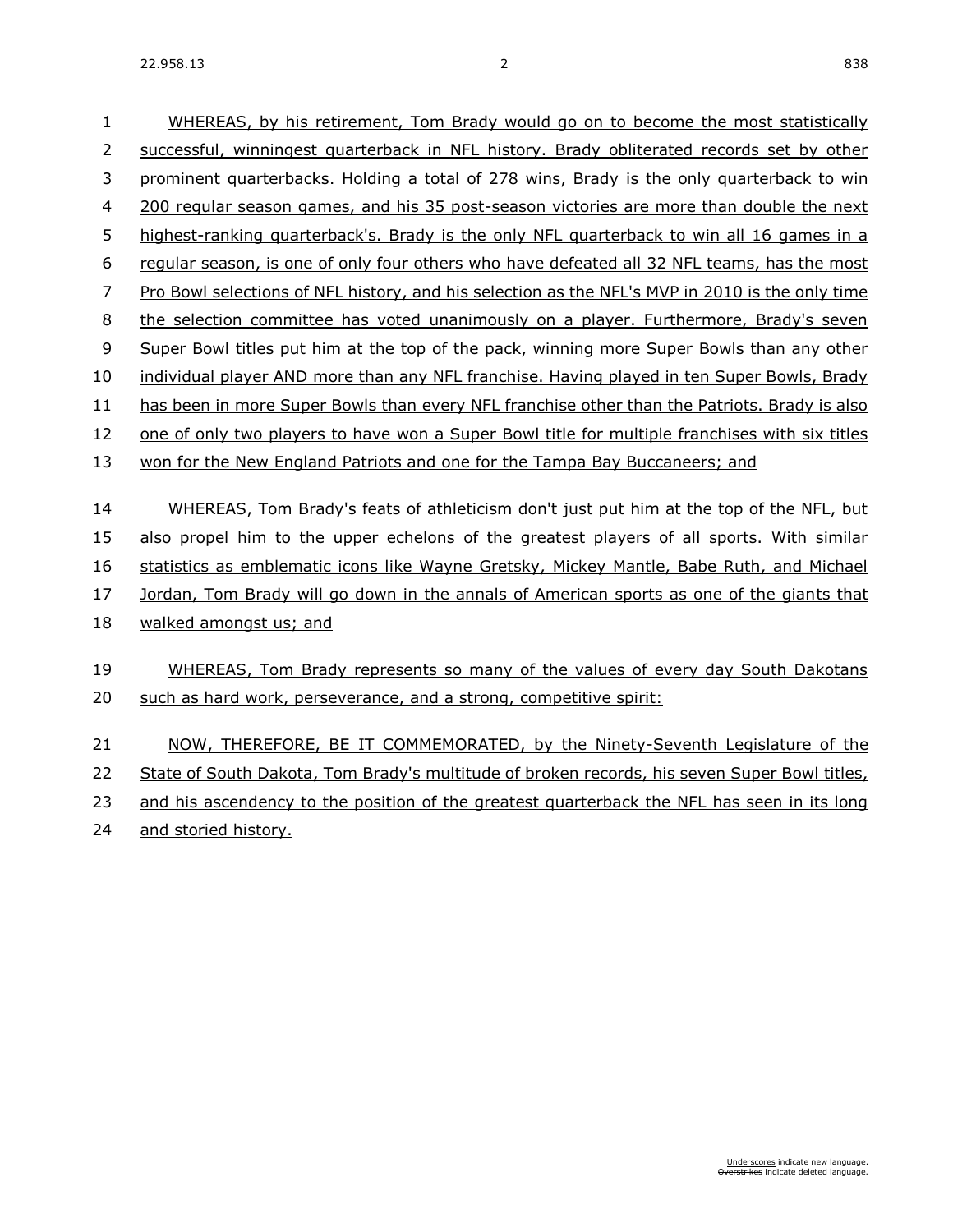WHEREAS, by his retirement, Tom Brady would go on to become the most statistically successful, winningest quarterback in NFL history. Brady obliterated records set by other prominent quarterbacks. Holding a total of 278 wins, Brady is the only quarterback to win 200 regular season games, and his 35 post-season victories are more than double the next highest-ranking quarterback's. Brady is the only NFL quarterback to win all 16 games in a regular season, is one of only four others who have defeated all 32 NFL teams, has the most Pro Bowl selections of NFL history, and his selection as the NFL's MVP in 2010 is the only time the selection committee has voted unanimously on a player. Furthermore, Brady's seven Super Bowl titles put him at the top of the pack, winning more Super Bowls than any other individual player AND more than any NFL franchise. Having played in ten Super Bowls, Brady has been in more Super Bowls than every NFL franchise other than the Patriots. Brady is also one of only two players to have won a Super Bowl title for multiple franchises with six titles won for the New England Patriots and one for the Tampa Bay Buccaneers; and

WHEREAS, Tom Brady's feats of athleticism don't just put him at the top of the NFL, but also propel him to the upper echelons of the greatest players of all sports. With similar statistics as emblematic icons like Wayne Gretsky, Mickey Mantle, Babe Ruth, and Michael Jordan, Tom Brady will go down in the annals of American sports as one of the giants that walked amongst us; and

WHEREAS, Tom Brady represents so many of the values of every day South Dakotans such as hard work, perseverance, and a strong, competitive spirit:

NOW, THEREFORE, BE IT COMMEMORATED, by the Ninety-Seventh Legislature of the State of South Dakota, Tom Brady's multitude of broken records, his seven Super Bowl titles, and his ascendency to the position of the greatest quarterback the NFL has seen in its long and storied history.

Underscores indicate new language.
Overstrikes indicate deleted language.